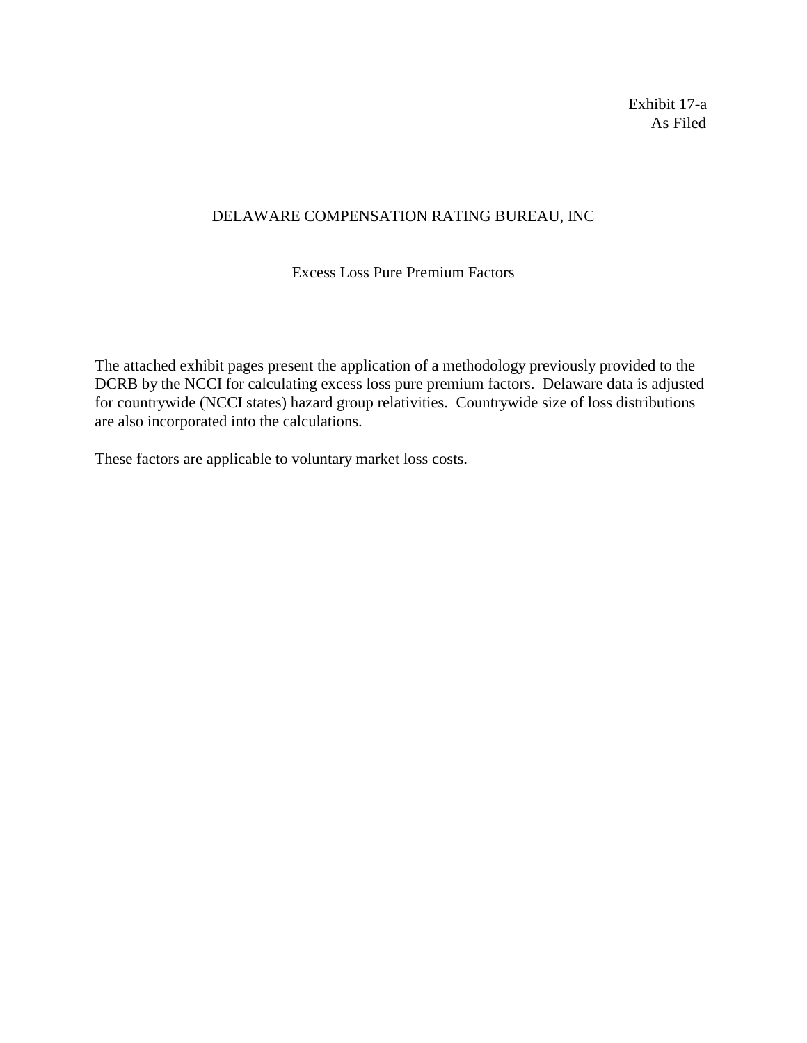Exhibit 17-a
As Filed

# DELAWARE COMPENSATION RATING BUREAU, INC

## Excess Loss Pure Premium Factors

The attached exhibit pages present the application of a methodology previously provided to the DCRB by the NCCI for calculating excess loss pure premium factors. Delaware data is adjusted for countrywide (NCCI states) hazard group relativities. Countrywide size of loss distributions are also incorporated into the calculations.

These factors are applicable to voluntary market loss costs.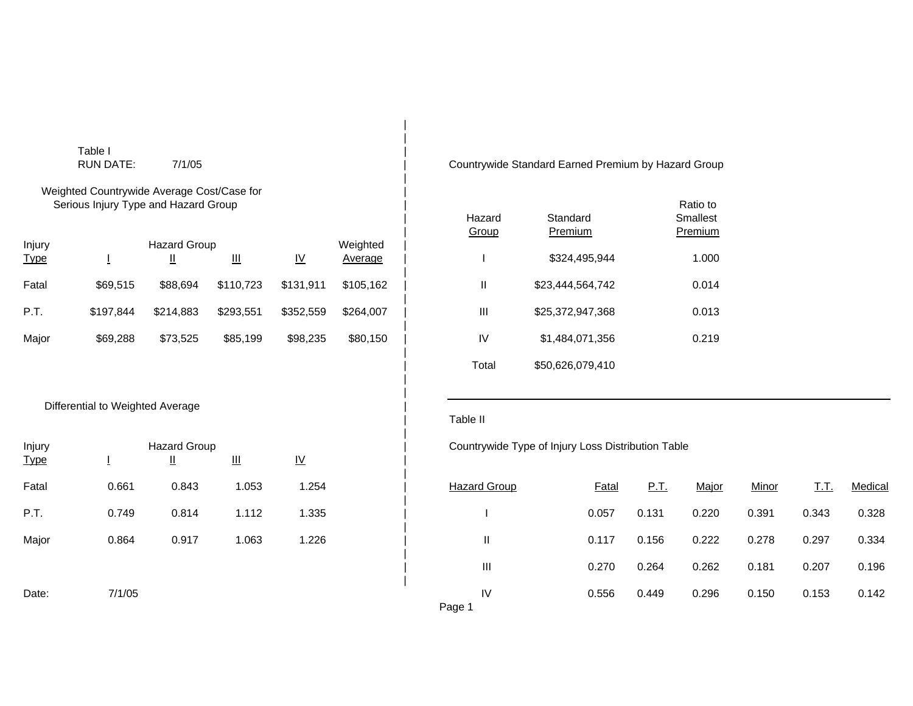Table I

RUN DATE: 7/1/05

Weighted Countrywide Average Cost/Case for Serious Injury Type and Hazard Group

| Injury Type | I | II | III | IV | Weighted Average |
|---|---|---|---|---|---|
| Fatal | $69,515 | $88,694 | $110,723 | $131,911 | $105,162 |
| P.T. | $197,844 | $214,883 | $293,551 | $352,559 | $264,007 |
| Major | $69,288 | $73,525 | $85,199 | $98,235 | $80,150 |

Differential to Weighted Average

| Injury Type | I | II | III | IV |
|---|---|---|---|---|
| Fatal | 0.661 | 0.843 | 1.053 | 1.254 |
| P.T. | 0.749 | 0.814 | 1.112 | 1.335 |
| Major | 0.864 | 0.917 | 1.063 | 1.226 |

Date: 7/1/05

Countrywide Standard Earned Premium by Hazard Group

| Hazard Group | Standard Premium | Ratio to Smallest Premium |
|---|---|---|
| I | $324,495,944 | 1.000 |
| II | $23,444,564,742 | 0.014 |
| III | $25,372,947,368 | 0.013 |
| IV | $1,484,071,356 | 0.219 |
| Total | $50,626,079,410 | |

Table II

Countrywide Type of Injury Loss Distribution Table

| Hazard Group | Fatal | P.T. | Major | Minor | T.T. | Medical |
|---|---|---|---|---|---|---|
| I | 0.057 | 0.131 | 0.220 | 0.391 | 0.343 | 0.328 |
| II | 0.117 | 0.156 | 0.222 | 0.278 | 0.297 | 0.334 |
| III | 0.270 | 0.264 | 0.262 | 0.181 | 0.207 | 0.196 |
| IV | 0.556 | 0.449 | 0.296 | 0.150 | 0.153 | 0.142 |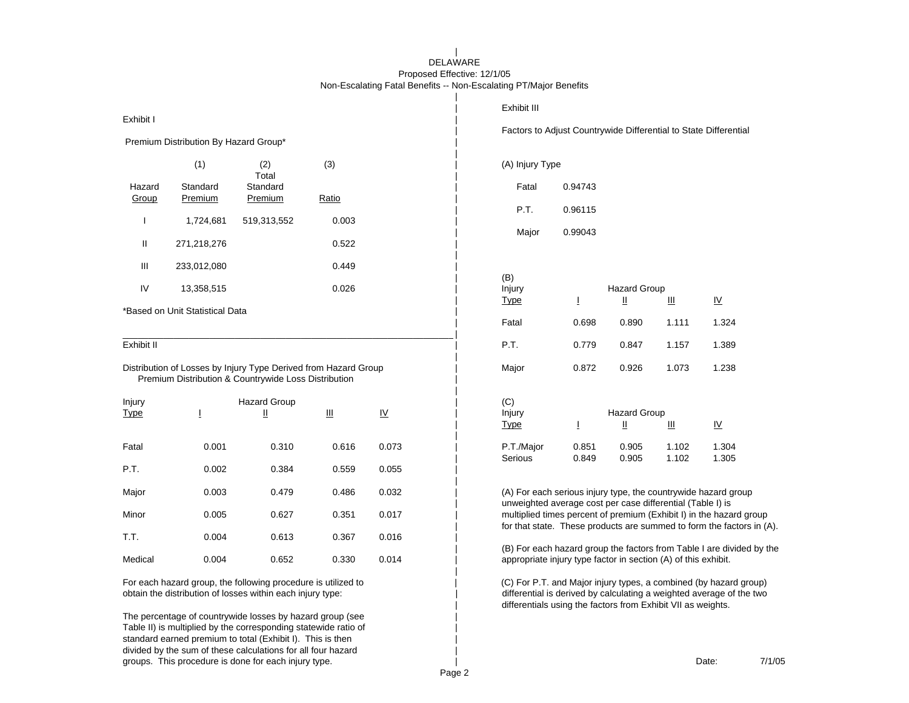# DELAWARE

Proposed Effective: 12/1/05

Non-Escalating Fatal Benefits -- Non-Escalating PT/Major Benefits

## Exhibit I

Premium Distribution By Hazard Group*

| Hazard Group | (1) Standard Premium | (2) Total Standard Premium | (3) Ratio |
|---|---|---|---|
| I | 1,724,681 | 519,313,552 | 0.003 |
| II | 271,218,276 | | 0.522 |
| III | 233,012,080 | | 0.449 |
| IV | 13,358,515 | | 0.026 |

*Based on Unit Statistical Data

## Exhibit II

Distribution of Losses by Injury Type Derived from Hazard Group Premium Distribution & Countrywide Loss Distribution

| Injury Type | Hazard Group I | II | III | IV |
|---|---|---|---|---|
| Fatal | 0.001 | 0.310 | 0.616 | 0.073 |
| P.T. | 0.002 | 0.384 | 0.559 | 0.055 |
| Major | 0.003 | 0.479 | 0.486 | 0.032 |
| Minor | 0.005 | 0.627 | 0.351 | 0.017 |
| T.T. | 0.004 | 0.613 | 0.367 | 0.016 |
| Medical | 0.004 | 0.652 | 0.330 | 0.014 |

For each hazard group, the following procedure is utilized to obtain the distribution of losses within each injury type:

The percentage of countrywide losses by hazard group (see Table II) is multiplied by the corresponding statewide ratio of standard earned premium to total (Exhibit I). This is then divided by the sum of these calculations for all four hazard groups. This procedure is done for each injury type.

## Exhibit III

Factors to Adjust Countrywide Differential to State Differential

(A) Injury Type

| Injury Type | Factor |
|---|---|
| Fatal | 0.94743 |
| P.T. | 0.96115 |
| Major | 0.99043 |

(B)

| Injury Type | Hazard Group I | II | III | IV |
|---|---|---|---|---|
| Fatal | 0.698 | 0.890 | 1.111 | 1.324 |
| P.T. | 0.779 | 0.847 | 1.157 | 1.389 |
| Major | 0.872 | 0.926 | 1.073 | 1.238 |

(C)

| Injury Type | Hazard Group I | II | III | IV |
|---|---|---|---|---|
| P.T./Major | 0.851 | 0.905 | 1.102 | 1.304 |
| Serious | 0.849 | 0.905 | 1.102 | 1.305 |

(A) For each serious injury type, the countrywide hazard group unweighted average cost per case differential (Table I) is multiplied times percent of premium (Exhibit I) in the hazard group for that state. These products are summed to form the factors in (A).

(B) For each hazard group the factors from Table I are divided by the appropriate injury type factor in section (A) of this exhibit.

(C) For P.T. and Major injury types, a combined (by hazard group) differential is derived by calculating a weighted average of the two differentials using the factors from Exhibit VII as weights.

Date: 7/1/05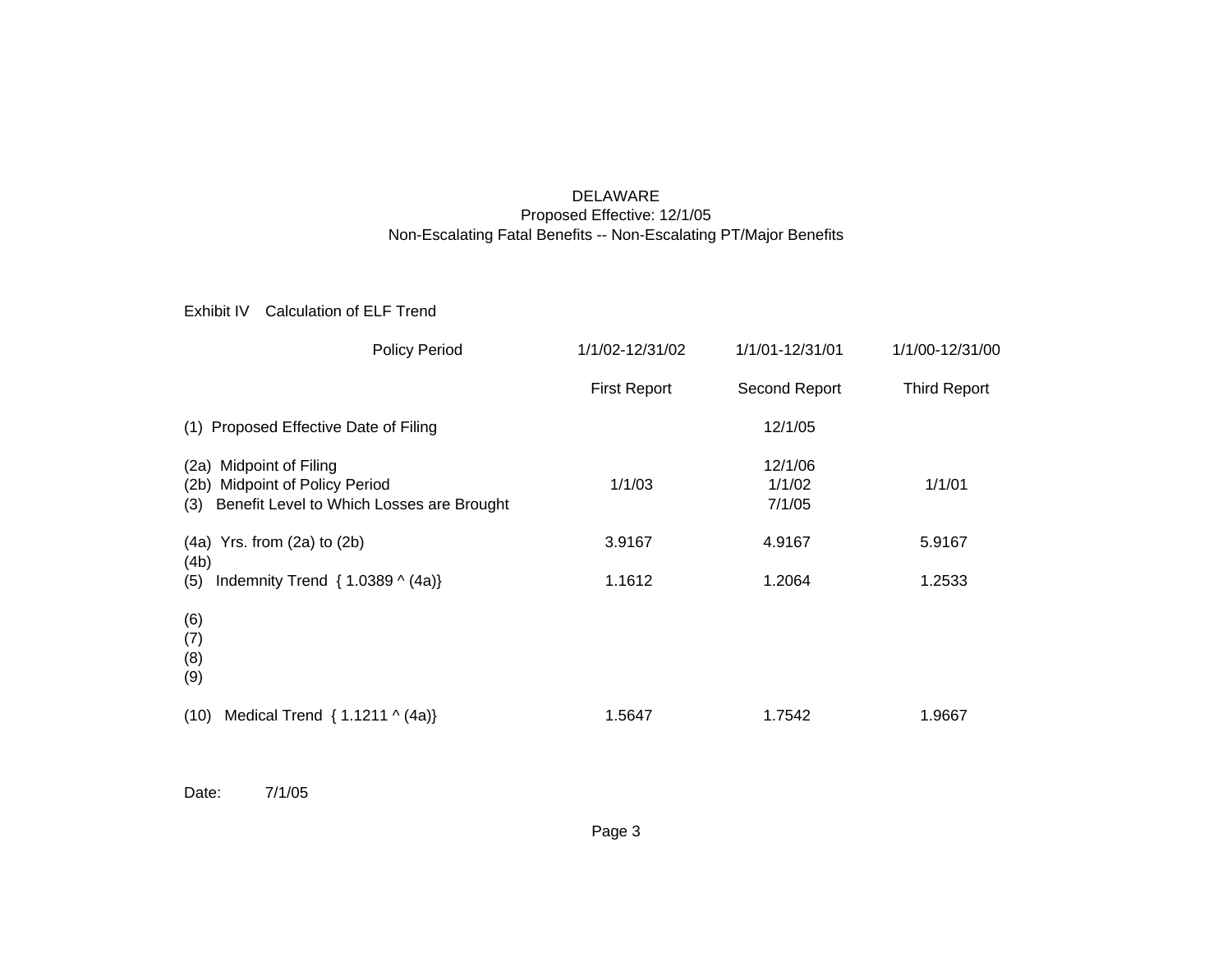DELAWARE
Proposed Effective: 12/1/05
Non-Escalating Fatal Benefits -- Non-Escalating PT/Major Benefits

Exhibit IV    Calculation of ELF Trend

| Policy Period | 1/1/02-12/31/02 | 1/1/01-12/31/01 | 1/1/00-12/31/00 |
|---|---|---|---|
| | First Report | Second Report | Third Report |
| (1) Proposed Effective Date of Filing | | 12/1/05 | |
| (2a) Midpoint of Filing | | 12/1/06 | |
| (2b) Midpoint of Policy Period | 1/1/03 | 1/1/02 | 1/1/01 |
| (3) Benefit Level to Which Losses are Brought | | 7/1/05 | |
| (4a) Yrs. from (2a) to (2b) | 3.9167 | 4.9167 | 5.9167 |
| (4b) | | | |
| (5) Indemnity Trend { 1.0389 ^ (4a)} | 1.1612 | 1.2064 | 1.2533 |
| (6) | | | |
| (7) | | | |
| (8) | | | |
| (9) | | | |
| (10) Medical Trend { 1.1211 ^ (4a)} | 1.5647 | 1.7542 | 1.9667 |

Date: 7/1/05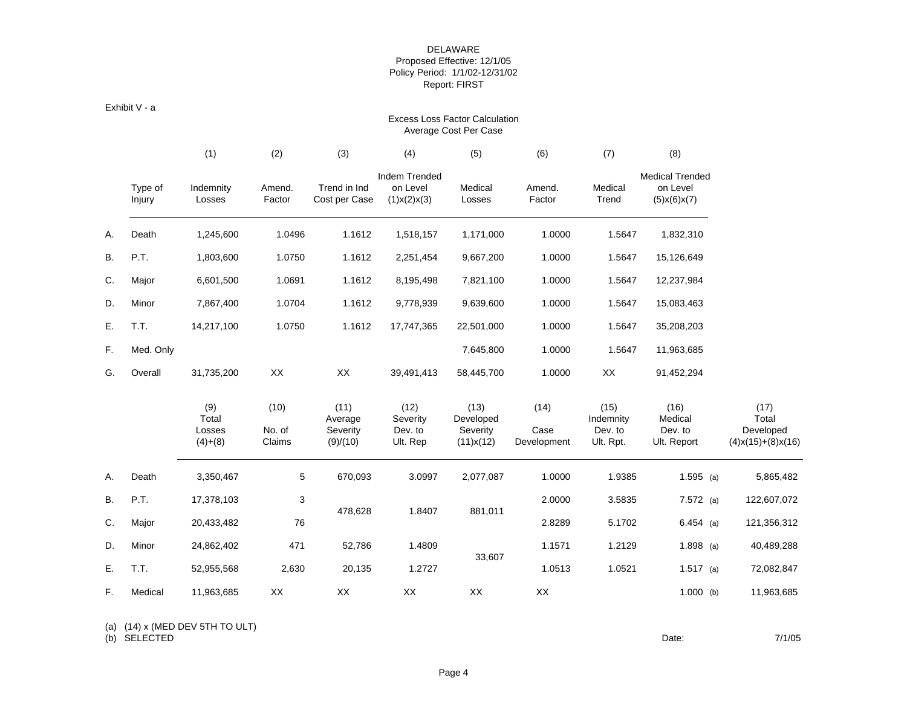DELAWARE
Proposed Effective: 12/1/05
Policy Period: 1/1/02-12/31/02
Report: FIRST

Exhibit V - a

## Excess Loss Factor Calculation
### Average Cost Per Case

| | Type of Injury | (1) Indemnity Losses | (2) Amend. Factor | (3) Trend in Ind Cost per Case | (4) Indem Trended on Level (1)x(2)x(3) | (5) Medical Losses | (6) Amend. Factor | (7) Medical Trend | (8) Medical Trended on Level (5)x(6)x(7) |
|---|---|---|---|---|---|---|---|---|---|
| A. | Death | 1,245,600 | 1.0496 | 1.1612 | 1,518,157 | 1,171,000 | 1.0000 | 1.5647 | 1,832,310 |
| B. | P.T. | 1,803,600 | 1.0750 | 1.1612 | 2,251,454 | 9,667,200 | 1.0000 | 1.5647 | 15,126,649 |
| C. | Major | 6,601,500 | 1.0691 | 1.1612 | 8,195,498 | 7,821,100 | 1.0000 | 1.5647 | 12,237,984 |
| D. | Minor | 7,867,400 | 1.0704 | 1.1612 | 9,778,939 | 9,639,600 | 1.0000 | 1.5647 | 15,083,463 |
| E. | T.T. | 14,217,100 | 1.0750 | 1.1612 | 17,747,365 | 22,501,000 | 1.0000 | 1.5647 | 35,208,203 |
| F. | Med. Only | | | | | 7,645,800 | 1.0000 | 1.5647 | 11,963,685 |
| G. | Overall | 31,735,200 | XX | XX | 39,491,413 | 58,445,700 | 1.0000 | XX | 91,452,294 |

| | | (9) Total Losses (4)+(8) | (10) No. of Claims | (11) Average Severity (9)/(10) | (12) Severity Dev. to Ult. Rep | (13) Developed Severity (11)x(12) | (14) Case Development | (15) Indemnity Dev. to Ult. Rpt. | (16) Medical Dev. to Ult. Report | (17) Total Developed (4)x(15)+(8)x(16) |
|---|---|---|---|---|---|---|---|---|---|---|
| A. | Death | 3,350,467 | 5 | 670,093 | 3.0997 | 2,077,087 | 1.0000 | 1.9385 | 1.595 (a) | 5,865,482 |
| B. | P.T. | 17,378,103 | 3 | 478,628 | 1.8407 | 881,011 | 2.0000 | 3.5835 | 7.572 (a) | 122,607,072 |
| C. | Major | 20,433,482 | 76 | | | | 2.8289 | 5.1702 | 6.454 (a) | 121,356,312 |
| D. | Minor | 24,862,402 | 471 | 52,786 | 1.4809 | 33,607 | 1.1571 | 1.2129 | 1.898 (a) | 40,489,288 |
| E. | T.T. | 52,955,568 | 2,630 | 20,135 | 1.2727 | | 1.0513 | 1.0521 | 1.517 (a) | 72,082,847 |
| F. | Medical | 11,963,685 | XX | XX | XX | XX | XX | | 1.000 (b) | 11,963,685 |

(a) (14) x (MED DEV 5TH TO ULT)
(b) SELECTED

Date: 7/1/05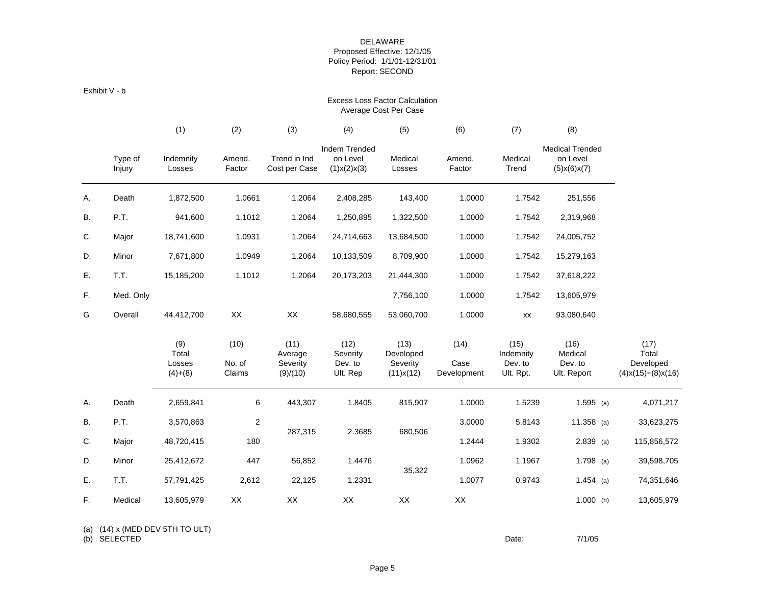DELAWARE
Proposed Effective: 12/1/05
Policy Period: 1/1/01-12/31/01
Report: SECOND

Exhibit V - b

Excess Loss Factor Calculation
Average Cost Per Case

| | Type of Injury | (1) Indemnity Losses | (2) Amend. Factor | (3) Trend in Ind Cost per Case | (4) Indem Trended on Level (1)x(2)x(3) | (5) Medical Losses | (6) Amend. Factor | (7) Medical Trend | (8) Medical Trended on Level (5)x(6)x(7) |
|---|---|---|---|---|---|---|---|---|---|
| A. | Death | 1,872,500 | 1.0661 | 1.2064 | 2,408,285 | 143,400 | 1.0000 | 1.7542 | 251,556 |
| B. | P.T. | 941,600 | 1.1012 | 1.2064 | 1,250,895 | 1,322,500 | 1.0000 | 1.7542 | 2,319,968 |
| C. | Major | 18,741,600 | 1.0931 | 1.2064 | 24,714,663 | 13,684,500 | 1.0000 | 1.7542 | 24,005,752 |
| D. | Minor | 7,671,800 | 1.0949 | 1.2064 | 10,133,509 | 8,709,900 | 1.0000 | 1.7542 | 15,279,163 |
| E. | T.T. | 15,185,200 | 1.1012 | 1.2064 | 20,173,203 | 21,444,300 | 1.0000 | 1.7542 | 37,618,222 |
| F. | Med. Only | | | | | 7,756,100 | 1.0000 | 1.7542 | 13,605,979 |
| G | Overall | 44,412,700 | XX | XX | 58,680,555 | 53,060,700 | 1.0000 | xx | 93,080,640 |

| | Type of Injury | (9) Total Losses (4)+(8) | (10) No. of Claims | (11) Average Severity (9)/(10) | (12) Severity Dev. to Ult. Rep | (13) Developed Severity (11)x(12) | (14) Case Development | (15) Indemnity Dev. to Ult. Rpt. | (16) Medical Dev. to Ult. Report | (17) Total Developed (4)x(15)+(8)x(16) |
|---|---|---|---|---|---|---|---|---|---|---|
| A. | Death | 2,659,841 | 6 | 443,307 | 1.8405 | 815,907 | 1.0000 | 1.5239 | 1.595 (a) | 4,071,217 |
| B. | P.T. | 3,570,863 | 2 | 287,315 | 2.3685 | 680,506 | 3.0000 | 5.8143 | 11.358 (a) | 33,623,275 |
| C. | Major | 48,720,415 | 180 | | | | 1.2444 | 1.9302 | 2.839 (a) | 115,856,572 |
| D. | Minor | 25,412,672 | 447 | 56,852 | 1.4476 | 35,322 | 1.0962 | 1.1967 | 1.798 (a) | 39,598,705 |
| E. | T.T. | 57,791,425 | 2,612 | 22,125 | 1.2331 | | 1.0077 | 0.9743 | 1.454 (a) | 74,351,646 |
| F. | Medical | 13,605,979 | XX | XX | XX | XX | XX | | 1.000 (b) | 13,605,979 |

(a) (14) x (MED DEV 5TH TO ULT)
(b) SELECTED

Date: 7/1/05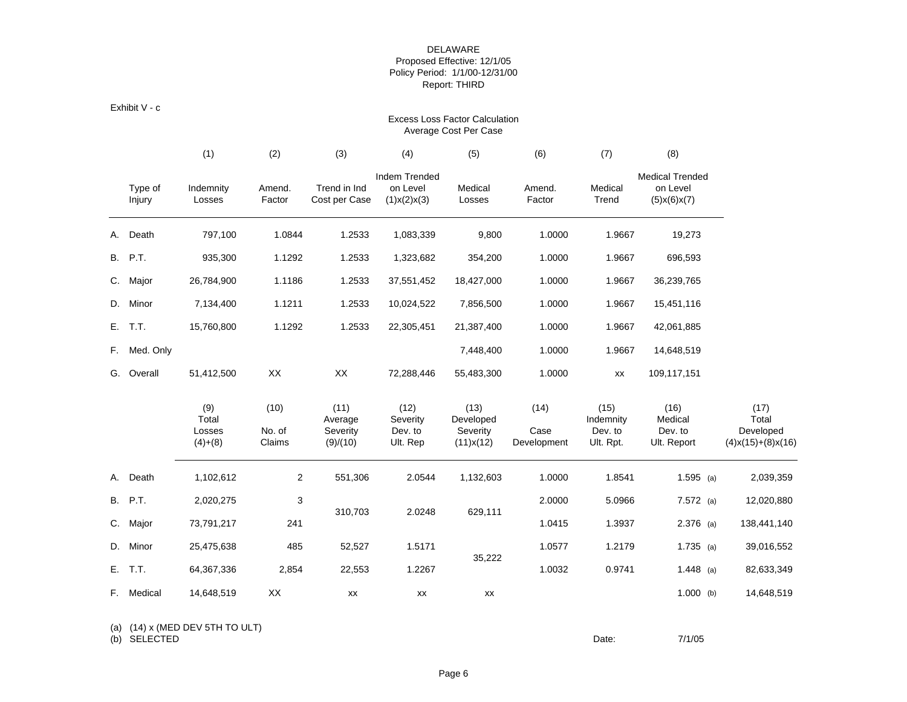DELAWARE
Proposed Effective: 12/1/05
Policy Period: 1/1/00-12/31/00
Report: THIRD

Exhibit V - c

## Excess Loss Factor Calculation
### Average Cost Per Case

| | Type of Injury | (1) Indemnity Losses | (2) Amend. Factor | (3) Trend in Ind Cost per Case | (4) Indem Trended on Level (1)x(2)x(3) | (5) Medical Losses | (6) Amend. Factor | (7) Medical Trend | (8) Medical Trended on Level (5)x(6)x(7) |
|---|---|---|---|---|---|---|---|---|---|
| A. | Death | 797,100 | 1.0844 | 1.2533 | 1,083,339 | 9,800 | 1.0000 | 1.9667 | 19,273 |
| B. | P.T. | 935,300 | 1.1292 | 1.2533 | 1,323,682 | 354,200 | 1.0000 | 1.9667 | 696,593 |
| C. | Major | 26,784,900 | 1.1186 | 1.2533 | 37,551,452 | 18,427,000 | 1.0000 | 1.9667 | 36,239,765 |
| D. | Minor | 7,134,400 | 1.1211 | 1.2533 | 10,024,522 | 7,856,500 | 1.0000 | 1.9667 | 15,451,116 |
| E. | T.T. | 15,760,800 | 1.1292 | 1.2533 | 22,305,451 | 21,387,400 | 1.0000 | 1.9667 | 42,061,885 |
| F. | Med. Only | | | | | 7,448,400 | 1.0000 | 1.9667 | 14,648,519 |
| G. | Overall | 51,412,500 | XX | XX | 72,288,446 | 55,483,300 | 1.0000 | xx | 109,117,151 |

| | | (9) Total Losses (4)+(8) | (10) No. of Claims | (11) Average Severity (9)/(10) | (12) Severity Dev. to Ult. Rep | (13) Developed Severity (11)x(12) | (14) Case Development | (15) Indemnity Dev. to Ult. Rpt. | (16) Medical Dev. to Ult. Report | (17) Total Developed (4)x(15)+(8)x(16) |
|---|---|---|---|---|---|---|---|---|---|---|
| A. | Death | 1,102,612 | 2 | 551,306 | 2.0544 | 1,132,603 | 1.0000 | 1.8541 | 1.595 (a) | 2,039,359 |
| B. | P.T. | 2,020,275 | 3 | 310,703 | 2.0248 | 629,111 | 2.0000 | 5.0966 | 7.572 (a) | 12,020,880 |
| C. | Major | 73,791,217 | 241 | | | | 1.0415 | 1.3937 | 2.376 (a) | 138,441,140 |
| D. | Minor | 25,475,638 | 485 | 52,527 | 1.5171 | 35,222 | 1.0577 | 1.2179 | 1.735 (a) | 39,016,552 |
| E. | T.T. | 64,367,336 | 2,854 | 22,553 | 1.2267 | | 1.0032 | 0.9741 | 1.448 (a) | 82,633,349 |
| F. | Medical | 14,648,519 | XX | xx | xx | xx | | | 1.000 (b) | 14,648,519 |

(a) (14) x (MED DEV 5TH TO ULT)
(b) SELECTED

Date: 7/1/05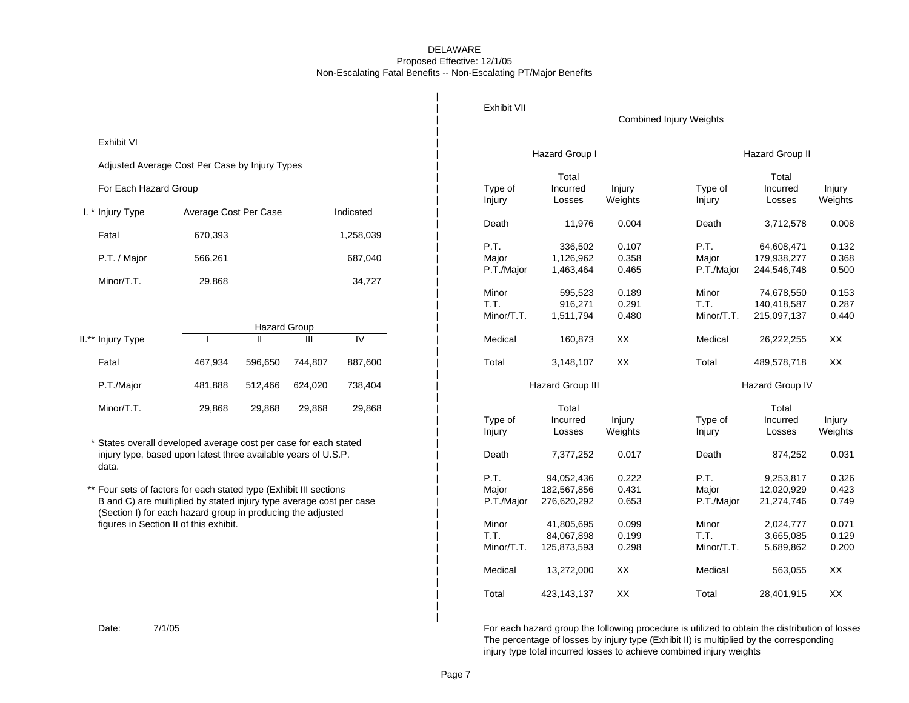DELAWARE
Proposed Effective: 12/1/05
Non-Escalating Fatal Benefits -- Non-Escalating PT/Major Benefits

## Exhibit VI

Adjusted Average Cost Per Case by Injury Types

For Each Hazard Group

| I.* Injury Type | Average Cost Per Case | Indicated |
|---|---|---|
| Fatal | 670,393 | 1,258,039 |
| P.T. / Major | 566,261 | 687,040 |
| Minor/T.T. | 29,868 | 34,727 |

| II.** Injury Type | Hazard Group I | II | III | IV |
|---|---|---|---|---|
| Fatal | 467,934 | 596,650 | 744,807 | 887,600 |
| P.T./Major | 481,888 | 512,466 | 624,020 | 738,404 |
| Minor/T.T. | 29,868 | 29,868 | 29,868 | 29,868 |

\* States overall developed average cost per case for each stated injury type, based upon latest three available years of U.S.P. data.

** Four sets of factors for each stated type (Exhibit III sections B and C) are multiplied by stated injury type average cost per case (Section I) for each hazard group in producing the adjusted figures in Section II of this exhibit.

Date: 7/1/05

## Exhibit VII

Combined Injury Weights

**Hazard Group I**

| Type of Injury | Total Incurred Losses | Injury Weights |
|---|---|---|
| Death | 11,976 | 0.004 |
| P.T. | 336,502 | 0.107 |
| Major | 1,126,962 | 0.358 |
| P.T./Major | 1,463,464 | 0.465 |
| Minor | 595,523 | 0.189 |
| T.T. | 916,271 | 0.291 |
| Minor/T.T. | 1,511,794 | 0.480 |
| Medical | 160,873 | XX |
| Total | 3,148,107 | XX |

**Hazard Group II**

| Type of Injury | Total Incurred Losses | Injury Weights |
|---|---|---|
| Death | 3,712,578 | 0.008 |
| P.T. | 64,608,471 | 0.132 |
| Major | 179,938,277 | 0.368 |
| P.T./Major | 244,546,748 | 0.500 |
| Minor | 74,678,550 | 0.153 |
| T.T. | 140,418,587 | 0.287 |
| Minor/T.T. | 215,097,137 | 0.440 |
| Medical | 26,222,255 | XX |
| Total | 489,578,718 | XX |

**Hazard Group III**

| Type of Injury | Total Incurred Losses | Injury Weights |
|---|---|---|
| Death | 7,377,252 | 0.017 |
| P.T. | 94,052,436 | 0.222 |
| Major | 182,567,856 | 0.431 |
| P.T./Major | 276,620,292 | 0.653 |
| Minor | 41,805,695 | 0.099 |
| T.T. | 84,067,898 | 0.199 |
| Minor/T.T. | 125,873,593 | 0.298 |
| Medical | 13,272,000 | XX |
| Total | 423,143,137 | XX |

**Hazard Group IV**

| Type of Injury | Total Incurred Losses | Injury Weights |
|---|---|---|
| Death | 874,252 | 0.031 |
| P.T. | 9,253,817 | 0.326 |
| Major | 12,020,929 | 0.423 |
| P.T./Major | 21,274,746 | 0.749 |
| Minor | 2,024,777 | 0.071 |
| T.T. | 3,665,085 | 0.129 |
| Minor/T.T. | 5,689,862 | 0.200 |
| Medical | 563,055 | XX |
| Total | 28,401,915 | XX |

For each hazard group the following procedure is utilized to obtain the distribution of losses The percentage of losses by injury type (Exhibit II) is multiplied by the corresponding injury type total incurred losses to achieve combined injury weights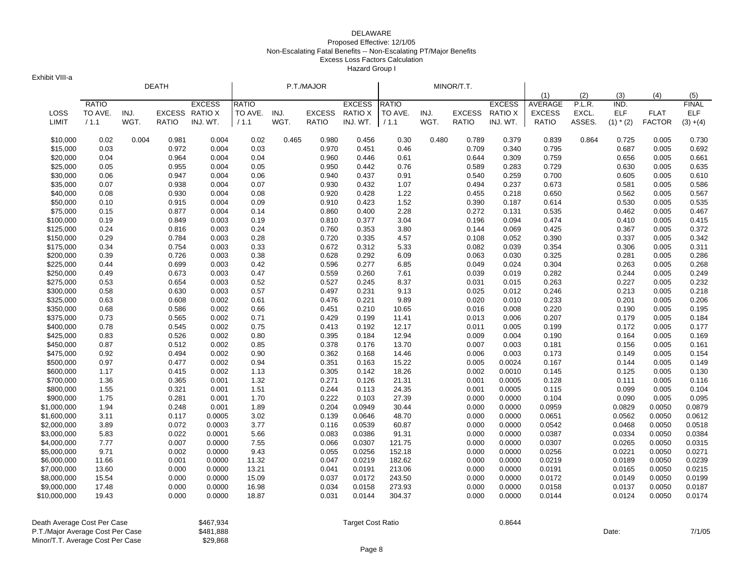DELAWARE
Proposed Effective: 12/1/05
Non-Escalating Fatal Benefits -- Non-Escalating PT/Major Benefits
Excess Loss Factors Calculation
Hazard Group I

Exhibit VIII-a

| | DEATH | | | | P.T./MAJOR | | | | MINOR/T.T. | | | | (1) | (2) | (3) | (4) | (5) |
|---|---|---|---|---|---|---|---|---|---|---|---|---|---|---|---|---|---|
| LOSS LIMIT | RATIO TO AVE. / 1.1 | INJ. WGT. | EXCESS RATIO | EXCESS RATIO X INJ. WT. | RATIO TO AVE. / 1.1 | INJ. WGT. | EXCESS RATIO | EXCESS RATIO X INJ. WT. | RATIO TO AVE. / 1.1 | INJ. WGT. | EXCESS RATIO | EXCESS RATIO X INJ. WT. | AVERAGE EXCESS RATIO | P.L.R. EXCL. ASSES. | IND. ELF (1) * (2) | FLAT FACTOR | FINAL ELF (3) +(4) |
| $10,000 | 0.02 | 0.004 | 0.981 | 0.004 | 0.02 | 0.465 | 0.980 | 0.456 | 0.30 | 0.480 | 0.789 | 0.379 | 0.839 | 0.864 | 0.725 | 0.005 | 0.730 |
| $15,000 | 0.03 | | 0.972 | 0.004 | 0.03 | | 0.970 | 0.451 | 0.46 | | 0.709 | 0.340 | 0.795 | | 0.687 | 0.005 | 0.692 |
| $20,000 | 0.04 | | 0.964 | 0.004 | 0.04 | | 0.960 | 0.446 | 0.61 | | 0.644 | 0.309 | 0.759 | | 0.656 | 0.005 | 0.661 |
| $25,000 | 0.05 | | 0.955 | 0.004 | 0.05 | | 0.950 | 0.442 | 0.76 | | 0.589 | 0.283 | 0.729 | | 0.630 | 0.005 | 0.635 |
| $30,000 | 0.06 | | 0.947 | 0.004 | 0.06 | | 0.940 | 0.437 | 0.91 | | 0.540 | 0.259 | 0.700 | | 0.605 | 0.005 | 0.610 |
| $35,000 | 0.07 | | 0.938 | 0.004 | 0.07 | | 0.930 | 0.432 | 1.07 | | 0.494 | 0.237 | 0.673 | | 0.581 | 0.005 | 0.586 |
| $40,000 | 0.08 | | 0.930 | 0.004 | 0.08 | | 0.920 | 0.428 | 1.22 | | 0.455 | 0.218 | 0.650 | | 0.562 | 0.005 | 0.567 |
| $50,000 | 0.10 | | 0.915 | 0.004 | 0.09 | | 0.910 | 0.423 | 1.52 | | 0.390 | 0.187 | 0.614 | | 0.530 | 0.005 | 0.535 |
| $75,000 | 0.15 | | 0.877 | 0.004 | 0.14 | | 0.860 | 0.400 | 2.28 | | 0.272 | 0.131 | 0.535 | | 0.462 | 0.005 | 0.467 |
| $100,000 | 0.19 | | 0.849 | 0.003 | 0.19 | | 0.810 | 0.377 | 3.04 | | 0.196 | 0.094 | 0.474 | | 0.410 | 0.005 | 0.415 |
| $125,000 | 0.24 | | 0.816 | 0.003 | 0.24 | | 0.760 | 0.353 | 3.80 | | 0.144 | 0.069 | 0.425 | | 0.367 | 0.005 | 0.372 |
| $150,000 | 0.29 | | 0.784 | 0.003 | 0.28 | | 0.720 | 0.335 | 4.57 | | 0.108 | 0.052 | 0.390 | | 0.337 | 0.005 | 0.342 |
| $175,000 | 0.34 | | 0.754 | 0.003 | 0.33 | | 0.672 | 0.312 | 5.33 | | 0.082 | 0.039 | 0.354 | | 0.306 | 0.005 | 0.311 |
| $200,000 | 0.39 | | 0.726 | 0.003 | 0.38 | | 0.628 | 0.292 | 6.09 | | 0.063 | 0.030 | 0.325 | | 0.281 | 0.005 | 0.286 |
| $225,000 | 0.44 | | 0.699 | 0.003 | 0.42 | | 0.596 | 0.277 | 6.85 | | 0.049 | 0.024 | 0.304 | | 0.263 | 0.005 | 0.268 |
| $250,000 | 0.49 | | 0.673 | 0.003 | 0.47 | | 0.559 | 0.260 | 7.61 | | 0.039 | 0.019 | 0.282 | | 0.244 | 0.005 | 0.249 |
| $275,000 | 0.53 | | 0.654 | 0.003 | 0.52 | | 0.527 | 0.245 | 8.37 | | 0.031 | 0.015 | 0.263 | | 0.227 | 0.005 | 0.232 |
| $300,000 | 0.58 | | 0.630 | 0.003 | 0.57 | | 0.497 | 0.231 | 9.13 | | 0.025 | 0.012 | 0.246 | | 0.213 | 0.005 | 0.218 |
| $325,000 | 0.63 | | 0.608 | 0.002 | 0.61 | | 0.476 | 0.221 | 9.89 | | 0.020 | 0.010 | 0.233 | | 0.201 | 0.005 | 0.206 |
| $350,000 | 0.68 | | 0.586 | 0.002 | 0.66 | | 0.451 | 0.210 | 10.65 | | 0.016 | 0.008 | 0.220 | | 0.190 | 0.005 | 0.195 |
| $375,000 | 0.73 | | 0.565 | 0.002 | 0.71 | | 0.429 | 0.199 | 11.41 | | 0.013 | 0.006 | 0.207 | | 0.179 | 0.005 | 0.184 |
| $400,000 | 0.78 | | 0.545 | 0.002 | 0.75 | | 0.413 | 0.192 | 12.17 | | 0.011 | 0.005 | 0.199 | | 0.172 | 0.005 | 0.177 |
| $425,000 | 0.83 | | 0.526 | 0.002 | 0.80 | | 0.395 | 0.184 | 12.94 | | 0.009 | 0.004 | 0.190 | | 0.164 | 0.005 | 0.169 |
| $450,000 | 0.87 | | 0.512 | 0.002 | 0.85 | | 0.378 | 0.176 | 13.70 | | 0.007 | 0.003 | 0.181 | | 0.156 | 0.005 | 0.161 |
| $475,000 | 0.92 | | 0.494 | 0.002 | 0.90 | | 0.362 | 0.168 | 14.46 | | 0.006 | 0.003 | 0.173 | | 0.149 | 0.005 | 0.154 |
| $500,000 | 0.97 | | 0.477 | 0.002 | 0.94 | | 0.351 | 0.163 | 15.22 | | 0.005 | 0.0024 | 0.167 | | 0.144 | 0.005 | 0.149 |
| $600,000 | 1.17 | | 0.415 | 0.002 | 1.13 | | 0.305 | 0.142 | 18.26 | | 0.002 | 0.0010 | 0.145 | | 0.125 | 0.005 | 0.130 |
| $700,000 | 1.36 | | 0.365 | 0.001 | 1.32 | | 0.271 | 0.126 | 21.31 | | 0.001 | 0.0005 | 0.128 | | 0.111 | 0.005 | 0.116 |
| $800,000 | 1.55 | | 0.321 | 0.001 | 1.51 | | 0.244 | 0.113 | 24.35 | | 0.001 | 0.0005 | 0.115 | | 0.099 | 0.005 | 0.104 |
| $900,000 | 1.75 | | 0.281 | 0.001 | 1.70 | | 0.222 | 0.103 | 27.39 | | 0.000 | 0.0000 | 0.104 | | 0.090 | 0.005 | 0.095 |
| $1,000,000 | 1.94 | | 0.248 | 0.001 | 1.89 | | 0.204 | 0.0949 | 30.44 | | 0.000 | 0.0000 | 0.0959 | | 0.0829 | 0.0050 | 0.0879 |
| $1,600,000 | 3.11 | | 0.117 | 0.0005 | 3.02 | | 0.139 | 0.0646 | 48.70 | | 0.000 | 0.0000 | 0.0651 | | 0.0562 | 0.0050 | 0.0612 |
| $2,000,000 | 3.89 | | 0.072 | 0.0003 | 3.77 | | 0.116 | 0.0539 | 60.87 | | 0.000 | 0.0000 | 0.0542 | | 0.0468 | 0.0050 | 0.0518 |
| $3,000,000 | 5.83 | | 0.022 | 0.0001 | 5.66 | | 0.083 | 0.0386 | 91.31 | | 0.000 | 0.0000 | 0.0387 | | 0.0334 | 0.0050 | 0.0384 |
| $4,000,000 | 7.77 | | 0.007 | 0.0000 | 7.55 | | 0.066 | 0.0307 | 121.75 | | 0.000 | 0.0000 | 0.0307 | | 0.0265 | 0.0050 | 0.0315 |
| $5,000,000 | 9.71 | | 0.002 | 0.0000 | 9.43 | | 0.055 | 0.0256 | 152.18 | | 0.000 | 0.0000 | 0.0256 | | 0.0221 | 0.0050 | 0.0271 |
| $6,000,000 | 11.66 | | 0.001 | 0.0000 | 11.32 | | 0.047 | 0.0219 | 182.62 | | 0.000 | 0.0000 | 0.0219 | | 0.0189 | 0.0050 | 0.0239 |
| $7,000,000 | 13.60 | | 0.000 | 0.0000 | 13.21 | | 0.041 | 0.0191 | 213.06 | | 0.000 | 0.0000 | 0.0191 | | 0.0165 | 0.0050 | 0.0215 |
| $8,000,000 | 15.54 | | 0.000 | 0.0000 | 15.09 | | 0.037 | 0.0172 | 243.50 | | 0.000 | 0.0000 | 0.0172 | | 0.0149 | 0.0050 | 0.0199 |
| $9,000,000 | 17.48 | | 0.000 | 0.0000 | 16.98 | | 0.034 | 0.0158 | 273.93 | | 0.000 | 0.0000 | 0.0158 | | 0.0137 | 0.0050 | 0.0187 |
| $10,000,000 | 19.43 | | 0.000 | 0.0000 | 18.87 | | 0.031 | 0.0144 | 304.37 | | 0.000 | 0.0000 | 0.0144 | | 0.0124 | 0.0050 | 0.0174 |

Death Average Cost Per Case $467,934
P.T./Major Average Cost Per Case $481,888
Minor/T.T. Average Cost Per Case $29,868

Target Cost Ratio 0.8644

Date: 7/1/05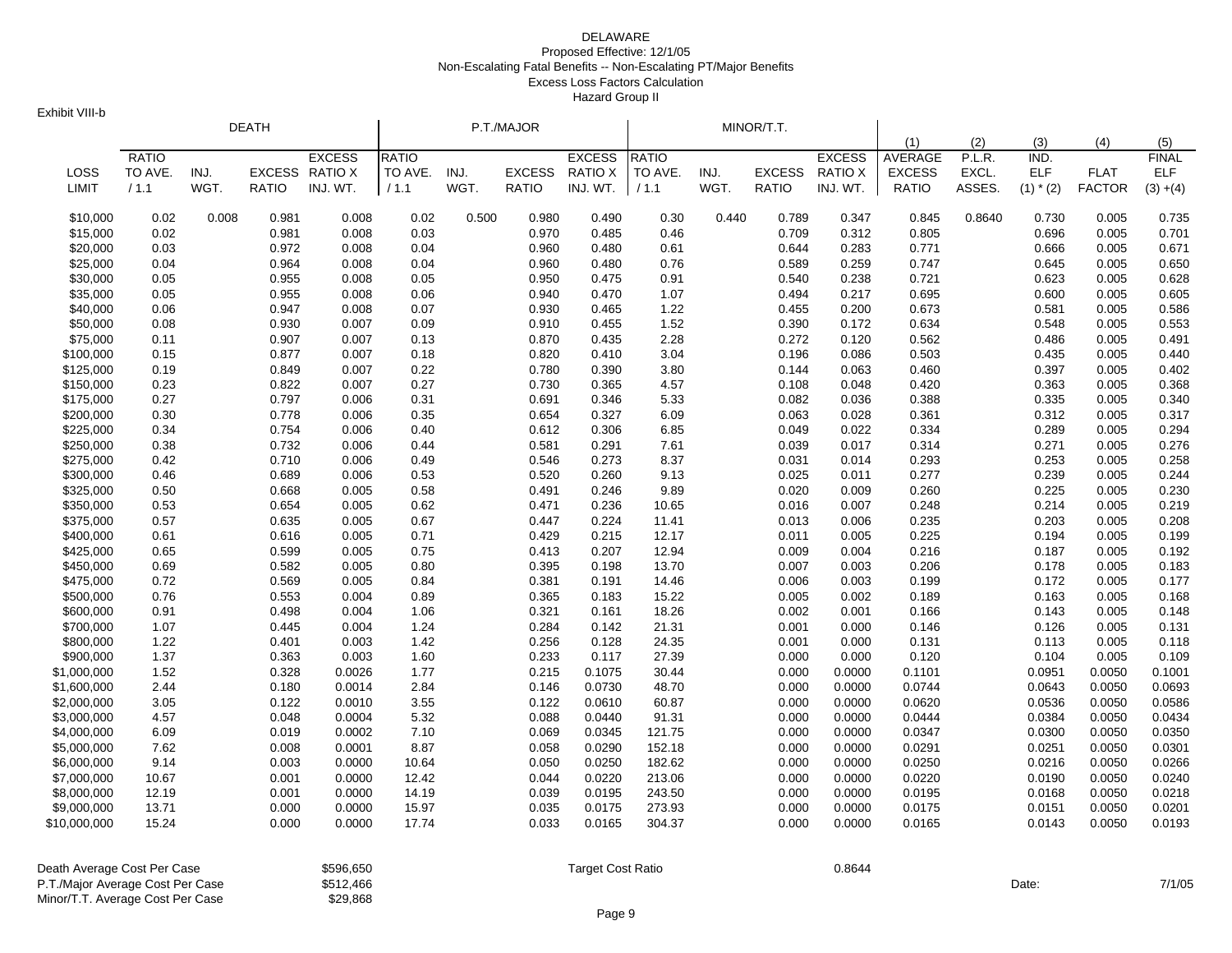# DELAWARE

Proposed Effective: 12/1/05

Non-Escalating Fatal Benefits -- Non-Escalating PT/Major Benefits

Excess Loss Factors Calculation

Hazard Group II

Exhibit VIII-b

| | DEATH | | | | P.T./MAJOR | | | | MINOR/T.T. | | | | (1) | (2) | (3) | (4) | (5) |
|---|---|---|---|---|---|---|---|---|---|---|---|---|---|---|---|---|---|
| LOSS LIMIT | RATIO TO AVE. / 1.1 | INJ. WGT. | EXCESS RATIO | EXCESS RATIO X INJ. WT. | RATIO TO AVE. / 1.1 | INJ. WGT. | EXCESS RATIO | EXCESS RATIO X INJ. WT. | RATIO TO AVE. / 1.1 | INJ. WGT. | EXCESS RATIO | EXCESS RATIO X INJ. WT. | AVERAGE EXCESS RATIO | P.L.R. EXCL. ASSES. | IND. ELF (1) * (2) | FLAT FACTOR | FINAL ELF (3) +(4) |
| $10,000 | 0.02 | 0.008 | 0.981 | 0.008 | 0.02 | 0.500 | 0.980 | 0.490 | 0.30 | 0.440 | 0.789 | 0.347 | 0.845 | 0.8640 | 0.730 | 0.005 | 0.735 |
| $15,000 | 0.02 | | 0.981 | 0.008 | 0.03 | | 0.970 | 0.485 | 0.46 | | 0.709 | 0.312 | 0.805 | | 0.696 | 0.005 | 0.701 |
| $20,000 | 0.03 | | 0.972 | 0.008 | 0.04 | | 0.960 | 0.480 | 0.61 | | 0.644 | 0.283 | 0.771 | | 0.666 | 0.005 | 0.671 |
| $25,000 | 0.04 | | 0.964 | 0.008 | 0.04 | | 0.960 | 0.480 | 0.76 | | 0.589 | 0.259 | 0.747 | | 0.645 | 0.005 | 0.650 |
| $30,000 | 0.05 | | 0.955 | 0.008 | 0.05 | | 0.950 | 0.475 | 0.91 | | 0.540 | 0.238 | 0.721 | | 0.623 | 0.005 | 0.628 |
| $35,000 | 0.05 | | 0.955 | 0.008 | 0.06 | | 0.940 | 0.470 | 1.07 | | 0.494 | 0.217 | 0.695 | | 0.600 | 0.005 | 0.605 |
| $40,000 | 0.06 | | 0.947 | 0.008 | 0.07 | | 0.930 | 0.465 | 1.22 | | 0.455 | 0.200 | 0.673 | | 0.581 | 0.005 | 0.586 |
| $50,000 | 0.08 | | 0.930 | 0.007 | 0.09 | | 0.910 | 0.455 | 1.52 | | 0.390 | 0.172 | 0.634 | | 0.548 | 0.005 | 0.553 |
| $75,000 | 0.11 | | 0.907 | 0.007 | 0.13 | | 0.870 | 0.435 | 2.28 | | 0.272 | 0.120 | 0.562 | | 0.486 | 0.005 | 0.491 |
| $100,000 | 0.15 | | 0.877 | 0.007 | 0.18 | | 0.820 | 0.410 | 3.04 | | 0.196 | 0.086 | 0.503 | | 0.435 | 0.005 | 0.440 |
| $125,000 | 0.19 | | 0.849 | 0.007 | 0.22 | | 0.780 | 0.390 | 3.80 | | 0.144 | 0.063 | 0.460 | | 0.397 | 0.005 | 0.402 |
| $150,000 | 0.23 | | 0.822 | 0.007 | 0.27 | | 0.730 | 0.365 | 4.57 | | 0.108 | 0.048 | 0.420 | | 0.363 | 0.005 | 0.368 |
| $175,000 | 0.27 | | 0.797 | 0.006 | 0.31 | | 0.691 | 0.346 | 5.33 | | 0.082 | 0.036 | 0.388 | | 0.335 | 0.005 | 0.340 |
| $200,000 | 0.30 | | 0.778 | 0.006 | 0.35 | | 0.654 | 0.327 | 6.09 | | 0.063 | 0.028 | 0.361 | | 0.312 | 0.005 | 0.317 |
| $225,000 | 0.34 | | 0.754 | 0.006 | 0.40 | | 0.612 | 0.306 | 6.85 | | 0.049 | 0.022 | 0.334 | | 0.289 | 0.005 | 0.294 |
| $250,000 | 0.38 | | 0.732 | 0.006 | 0.44 | | 0.581 | 0.291 | 7.61 | | 0.039 | 0.017 | 0.314 | | 0.271 | 0.005 | 0.276 |
| $275,000 | 0.42 | | 0.710 | 0.006 | 0.49 | | 0.546 | 0.273 | 8.37 | | 0.031 | 0.014 | 0.293 | | 0.253 | 0.005 | 0.258 |
| $300,000 | 0.46 | | 0.689 | 0.006 | 0.53 | | 0.520 | 0.260 | 9.13 | | 0.025 | 0.011 | 0.277 | | 0.239 | 0.005 | 0.244 |
| $325,000 | 0.50 | | 0.668 | 0.005 | 0.58 | | 0.491 | 0.246 | 9.89 | | 0.020 | 0.009 | 0.260 | | 0.225 | 0.005 | 0.230 |
| $350,000 | 0.53 | | 0.654 | 0.005 | 0.62 | | 0.471 | 0.236 | 10.65 | | 0.016 | 0.007 | 0.248 | | 0.214 | 0.005 | 0.219 |
| $375,000 | 0.57 | | 0.635 | 0.005 | 0.67 | | 0.447 | 0.224 | 11.41 | | 0.013 | 0.006 | 0.235 | | 0.203 | 0.005 | 0.208 |
| $400,000 | 0.61 | | 0.616 | 0.005 | 0.71 | | 0.429 | 0.215 | 12.17 | | 0.011 | 0.005 | 0.225 | | 0.194 | 0.005 | 0.199 |
| $425,000 | 0.65 | | 0.599 | 0.005 | 0.75 | | 0.413 | 0.207 | 12.94 | | 0.009 | 0.004 | 0.216 | | 0.187 | 0.005 | 0.192 |
| $450,000 | 0.69 | | 0.582 | 0.005 | 0.80 | | 0.395 | 0.198 | 13.70 | | 0.007 | 0.003 | 0.206 | | 0.178 | 0.005 | 0.183 |
| $475,000 | 0.72 | | 0.569 | 0.005 | 0.84 | | 0.381 | 0.191 | 14.46 | | 0.006 | 0.003 | 0.199 | | 0.172 | 0.005 | 0.177 |
| $500,000 | 0.76 | | 0.553 | 0.004 | 0.89 | | 0.365 | 0.183 | 15.22 | | 0.005 | 0.002 | 0.189 | | 0.163 | 0.005 | 0.168 |
| $600,000 | 0.91 | | 0.498 | 0.004 | 1.06 | | 0.321 | 0.161 | 18.26 | | 0.002 | 0.001 | 0.166 | | 0.143 | 0.005 | 0.148 |
| $700,000 | 1.07 | | 0.445 | 0.004 | 1.24 | | 0.284 | 0.142 | 21.31 | | 0.001 | 0.000 | 0.146 | | 0.126 | 0.005 | 0.131 |
| $800,000 | 1.22 | | 0.401 | 0.003 | 1.42 | | 0.256 | 0.128 | 24.35 | | 0.001 | 0.000 | 0.131 | | 0.113 | 0.005 | 0.118 |
| $900,000 | 1.37 | | 0.363 | 0.003 | 1.60 | | 0.233 | 0.117 | 27.39 | | 0.000 | 0.000 | 0.120 | | 0.104 | 0.005 | 0.109 |
| $1,000,000 | 1.52 | | 0.328 | 0.0026 | 1.77 | | 0.215 | 0.1075 | 30.44 | | 0.000 | 0.0000 | 0.1101 | | 0.0951 | 0.0050 | 0.1001 |
| $1,600,000 | 2.44 | | 0.180 | 0.0014 | 2.84 | | 0.146 | 0.0730 | 48.70 | | 0.000 | 0.0000 | 0.0744 | | 0.0643 | 0.0050 | 0.0693 |
| $2,000,000 | 3.05 | | 0.122 | 0.0010 | 3.55 | | 0.122 | 0.0610 | 60.87 | | 0.000 | 0.0000 | 0.0620 | | 0.0536 | 0.0050 | 0.0586 |
| $3,000,000 | 4.57 | | 0.048 | 0.0004 | 5.32 | | 0.088 | 0.0440 | 91.31 | | 0.000 | 0.0000 | 0.0444 | | 0.0384 | 0.0050 | 0.0434 |
| $4,000,000 | 6.09 | | 0.019 | 0.0002 | 7.10 | | 0.069 | 0.0345 | 121.75 | | 0.000 | 0.0000 | 0.0347 | | 0.0300 | 0.0050 | 0.0350 |
| $5,000,000 | 7.62 | | 0.008 | 0.0001 | 8.87 | | 0.058 | 0.0290 | 152.18 | | 0.000 | 0.0000 | 0.0291 | | 0.0251 | 0.0050 | 0.0301 |
| $6,000,000 | 9.14 | | 0.003 | 0.0000 | 10.64 | | 0.050 | 0.0250 | 182.62 | | 0.000 | 0.0000 | 0.0250 | | 0.0216 | 0.0050 | 0.0266 |
| $7,000,000 | 10.67 | | 0.001 | 0.0000 | 12.42 | | 0.044 | 0.0220 | 213.06 | | 0.000 | 0.0000 | 0.0220 | | 0.0190 | 0.0050 | 0.0240 |
| $8,000,000 | 12.19 | | 0.001 | 0.0000 | 14.19 | | 0.039 | 0.0195 | 243.50 | | 0.000 | 0.0000 | 0.0195 | | 0.0168 | 0.0050 | 0.0218 |
| $9,000,000 | 13.71 | | 0.000 | 0.0000 | 15.97 | | 0.035 | 0.0175 | 273.93 | | 0.000 | 0.0000 | 0.0175 | | 0.0151 | 0.0050 | 0.0201 |
| $10,000,000 | 15.24 | | 0.000 | 0.0000 | 17.74 | | 0.033 | 0.0165 | 304.37 | | 0.000 | 0.0000 | 0.0165 | | 0.0143 | 0.0050 | 0.0193 |

Death Average Cost Per Case $596,650

P.T./Major Average Cost Per Case $512,466

Minor/T.T. Average Cost Per Case $29,868

Target Cost Ratio 0.8644

Date: 7/1/05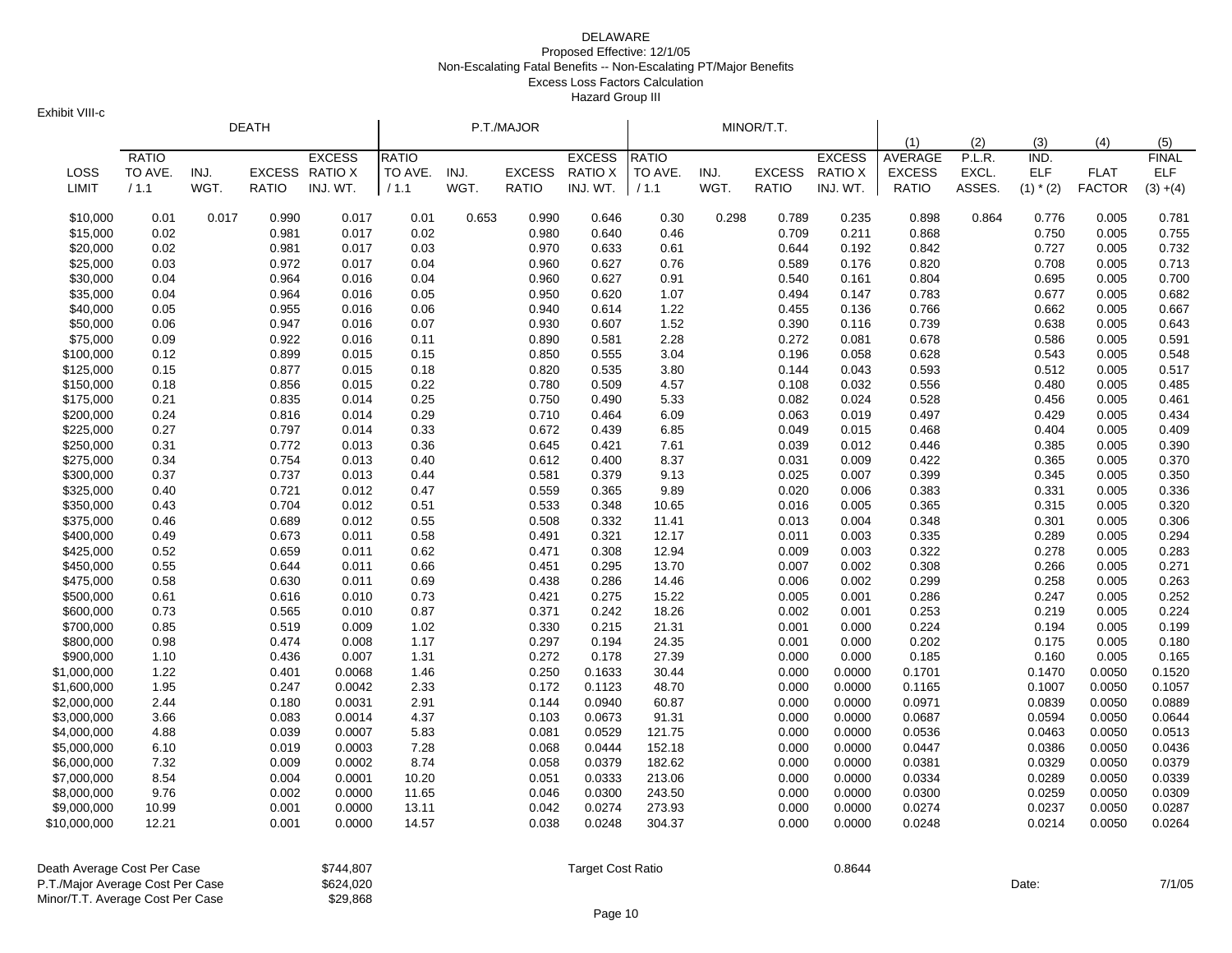# DELAWARE

Proposed Effective: 12/1/05
Non-Escalating Fatal Benefits -- Non-Escalating PT/Major Benefits
Excess Loss Factors Calculation
Hazard Group III

Exhibit VIII-c

| | DEATH | | | | P.T./MAJOR | | | | MINOR/T.T. | | | | | | | | |
|---|---|---|---|---|---|---|---|---|---|---|---|---|---|---|---|---|---|
| | | | | | | | | | | | | | (1) | (2) | (3) | (4) | (5) |
| LOSS LIMIT | RATIO TO AVE. / 1.1 | INJ. WGT. | EXCESS RATIO | EXCESS RATIO X INJ. WT. | RATIO TO AVE. / 1.1 | INJ. WGT. | EXCESS RATIO | EXCESS RATIO X INJ. WT. | RATIO TO AVE. / 1.1 | INJ. WGT. | EXCESS RATIO | EXCESS RATIO X INJ. WT. | AVERAGE EXCESS RATIO | P.L.R. EXCL. ASSES. | IND. ELF (1) * (2) | FLAT FACTOR | FINAL ELF (3) +(4) |
| $10,000 | 0.01 | 0.017 | 0.990 | 0.017 | 0.01 | 0.653 | 0.990 | 0.646 | 0.30 | 0.298 | 0.789 | 0.235 | 0.898 | 0.864 | 0.776 | 0.005 | 0.781 |
| $15,000 | 0.02 | | 0.981 | 0.017 | 0.02 | | 0.980 | 0.640 | 0.46 | | 0.709 | 0.211 | 0.868 | | 0.750 | 0.005 | 0.755 |
| $20,000 | 0.02 | | 0.981 | 0.017 | 0.03 | | 0.970 | 0.633 | 0.61 | | 0.644 | 0.192 | 0.842 | | 0.727 | 0.005 | 0.732 |
| $25,000 | 0.03 | | 0.972 | 0.017 | 0.04 | | 0.960 | 0.627 | 0.76 | | 0.589 | 0.176 | 0.820 | | 0.708 | 0.005 | 0.713 |
| $30,000 | 0.04 | | 0.964 | 0.016 | 0.04 | | 0.960 | 0.627 | 0.91 | | 0.540 | 0.161 | 0.804 | | 0.695 | 0.005 | 0.700 |
| $35,000 | 0.04 | | 0.964 | 0.016 | 0.05 | | 0.950 | 0.620 | 1.07 | | 0.494 | 0.147 | 0.783 | | 0.677 | 0.005 | 0.682 |
| $40,000 | 0.05 | | 0.955 | 0.016 | 0.06 | | 0.940 | 0.614 | 1.22 | | 0.455 | 0.136 | 0.766 | | 0.662 | 0.005 | 0.667 |
| $50,000 | 0.06 | | 0.947 | 0.016 | 0.07 | | 0.930 | 0.607 | 1.52 | | 0.390 | 0.116 | 0.739 | | 0.638 | 0.005 | 0.643 |
| $75,000 | 0.09 | | 0.922 | 0.016 | 0.11 | | 0.890 | 0.581 | 2.28 | | 0.272 | 0.081 | 0.678 | | 0.586 | 0.005 | 0.591 |
| $100,000 | 0.12 | | 0.899 | 0.015 | 0.15 | | 0.850 | 0.555 | 3.04 | | 0.196 | 0.058 | 0.628 | | 0.543 | 0.005 | 0.548 |
| $125,000 | 0.15 | | 0.877 | 0.015 | 0.18 | | 0.820 | 0.535 | 3.80 | | 0.144 | 0.043 | 0.593 | | 0.512 | 0.005 | 0.517 |
| $150,000 | 0.18 | | 0.856 | 0.015 | 0.22 | | 0.780 | 0.509 | 4.57 | | 0.108 | 0.032 | 0.556 | | 0.480 | 0.005 | 0.485 |
| $175,000 | 0.21 | | 0.835 | 0.014 | 0.25 | | 0.750 | 0.490 | 5.33 | | 0.082 | 0.024 | 0.528 | | 0.456 | 0.005 | 0.461 |
| $200,000 | 0.24 | | 0.816 | 0.014 | 0.29 | | 0.710 | 0.464 | 6.09 | | 0.063 | 0.019 | 0.497 | | 0.429 | 0.005 | 0.434 |
| $225,000 | 0.27 | | 0.797 | 0.014 | 0.33 | | 0.672 | 0.439 | 6.85 | | 0.049 | 0.015 | 0.468 | | 0.404 | 0.005 | 0.409 |
| $250,000 | 0.31 | | 0.772 | 0.013 | 0.36 | | 0.645 | 0.421 | 7.61 | | 0.039 | 0.012 | 0.446 | | 0.385 | 0.005 | 0.390 |
| $275,000 | 0.34 | | 0.754 | 0.013 | 0.40 | | 0.612 | 0.400 | 8.37 | | 0.031 | 0.009 | 0.422 | | 0.365 | 0.005 | 0.370 |
| $300,000 | 0.37 | | 0.737 | 0.013 | 0.44 | | 0.581 | 0.379 | 9.13 | | 0.025 | 0.007 | 0.399 | | 0.345 | 0.005 | 0.350 |
| $325,000 | 0.40 | | 0.721 | 0.012 | 0.47 | | 0.559 | 0.365 | 9.89 | | 0.020 | 0.006 | 0.383 | | 0.331 | 0.005 | 0.336 |
| $350,000 | 0.43 | | 0.704 | 0.012 | 0.51 | | 0.533 | 0.348 | 10.65 | | 0.016 | 0.005 | 0.365 | | 0.315 | 0.005 | 0.320 |
| $375,000 | 0.46 | | 0.689 | 0.012 | 0.55 | | 0.508 | 0.332 | 11.41 | | 0.013 | 0.004 | 0.348 | | 0.301 | 0.005 | 0.306 |
| $400,000 | 0.49 | | 0.673 | 0.011 | 0.58 | | 0.491 | 0.321 | 12.17 | | 0.011 | 0.003 | 0.335 | | 0.289 | 0.005 | 0.294 |
| $425,000 | 0.52 | | 0.659 | 0.011 | 0.62 | | 0.471 | 0.308 | 12.94 | | 0.009 | 0.003 | 0.322 | | 0.278 | 0.005 | 0.283 |
| $450,000 | 0.55 | | 0.644 | 0.011 | 0.66 | | 0.451 | 0.295 | 13.70 | | 0.007 | 0.002 | 0.308 | | 0.266 | 0.005 | 0.271 |
| $475,000 | 0.58 | | 0.630 | 0.011 | 0.69 | | 0.438 | 0.286 | 14.46 | | 0.006 | 0.002 | 0.299 | | 0.258 | 0.005 | 0.263 |
| $500,000 | 0.61 | | 0.616 | 0.010 | 0.73 | | 0.421 | 0.275 | 15.22 | | 0.005 | 0.001 | 0.286 | | 0.247 | 0.005 | 0.252 |
| $600,000 | 0.73 | | 0.565 | 0.010 | 0.87 | | 0.371 | 0.242 | 18.26 | | 0.002 | 0.001 | 0.253 | | 0.219 | 0.005 | 0.224 |
| $700,000 | 0.85 | | 0.519 | 0.009 | 1.02 | | 0.330 | 0.215 | 21.31 | | 0.001 | 0.000 | 0.224 | | 0.194 | 0.005 | 0.199 |
| $800,000 | 0.98 | | 0.474 | 0.008 | 1.17 | | 0.297 | 0.194 | 24.35 | | 0.001 | 0.000 | 0.202 | | 0.175 | 0.005 | 0.180 |
| $900,000 | 1.10 | | 0.436 | 0.007 | 1.31 | | 0.272 | 0.178 | 27.39 | | 0.000 | 0.000 | 0.185 | | 0.160 | 0.005 | 0.165 |
| $1,000,000 | 1.22 | | 0.401 | 0.0068 | 1.46 | | 0.250 | 0.1633 | 30.44 | | 0.000 | 0.0000 | 0.1701 | | 0.1470 | 0.0050 | 0.1520 |
| $1,600,000 | 1.95 | | 0.247 | 0.0042 | 2.33 | | 0.172 | 0.1123 | 48.70 | | 0.000 | 0.0000 | 0.1165 | | 0.1007 | 0.0050 | 0.1057 |
| $2,000,000 | 2.44 | | 0.180 | 0.0031 | 2.91 | | 0.144 | 0.0940 | 60.87 | | 0.000 | 0.0000 | 0.0971 | | 0.0839 | 0.0050 | 0.0889 |
| $3,000,000 | 3.66 | | 0.083 | 0.0014 | 4.37 | | 0.103 | 0.0673 | 91.31 | | 0.000 | 0.0000 | 0.0687 | | 0.0594 | 0.0050 | 0.0644 |
| $4,000,000 | 4.88 | | 0.039 | 0.0007 | 5.83 | | 0.081 | 0.0529 | 121.75 | | 0.000 | 0.0000 | 0.0536 | | 0.0463 | 0.0050 | 0.0513 |
| $5,000,000 | 6.10 | | 0.019 | 0.0003 | 7.28 | | 0.068 | 0.0444 | 152.18 | | 0.000 | 0.0000 | 0.0447 | | 0.0386 | 0.0050 | 0.0436 |
| $6,000,000 | 7.32 | | 0.009 | 0.0002 | 8.74 | | 0.058 | 0.0379 | 182.62 | | 0.000 | 0.0000 | 0.0381 | | 0.0329 | 0.0050 | 0.0379 |
| $7,000,000 | 8.54 | | 0.004 | 0.0001 | 10.20 | | 0.051 | 0.0333 | 213.06 | | 0.000 | 0.0000 | 0.0334 | | 0.0289 | 0.0050 | 0.0339 |
| $8,000,000 | 9.76 | | 0.002 | 0.0000 | 11.65 | | 0.046 | 0.0300 | 243.50 | | 0.000 | 0.0000 | 0.0300 | | 0.0259 | 0.0050 | 0.0309 |
| $9,000,000 | 10.99 | | 0.001 | 0.0000 | 13.11 | | 0.042 | 0.0274 | 273.93 | | 0.000 | 0.0000 | 0.0274 | | 0.0237 | 0.0050 | 0.0287 |
| $10,000,000 | 12.21 | | 0.001 | 0.0000 | 14.57 | | 0.038 | 0.0248 | 304.37 | | 0.000 | 0.0000 | 0.0248 | | 0.0214 | 0.0050 | 0.0264 |

Death Average Cost Per Case: $744,807
P.T./Major Average Cost Per Case: $624,020
Minor/T.T. Average Cost Per Case: $29,868

Target Cost Ratio: 0.8644

Date: 7/1/05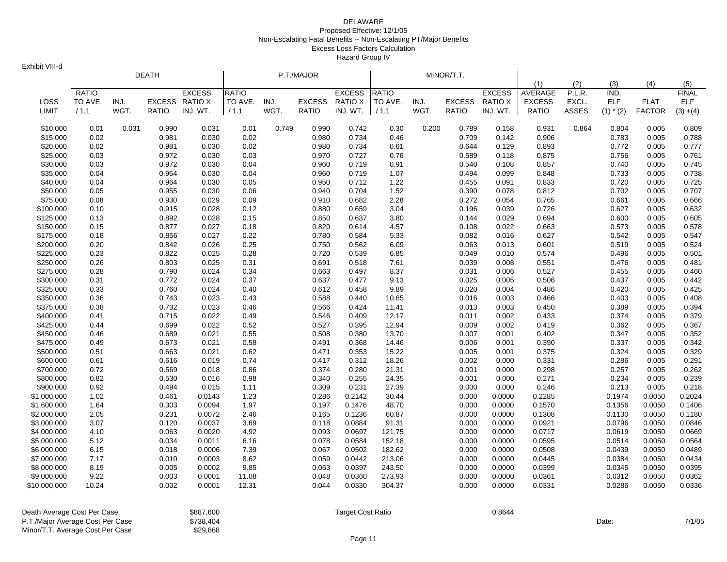DELAWARE
Proposed Effective: 12/1/05
Non-Escalating Fatal Benefits -- Non-Escalating PT/Major Benefits
Excess Loss Factors Calculation
Hazard Group IV

Exhibit VIII-d

| | DEATH | | | | P.T./MAJOR | | | | MINOR/T.T. | | | | | | | | |
|---|---|---|---|---|---|---|---|---|---|---|---|---|---|---|---|---|---|
| | | | | | | | | | | | | | (1) | (2) | (3) | (4) | (5) |
| LOSS LIMIT | RATIO TO AVE. / 1.1 | INJ. WGT. | EXCESS RATIO | EXCESS RATIO X INJ. WT. | RATIO TO AVE. / 1.1 | INJ. WGT. | EXCESS RATIO | EXCESS RATIO X INJ. WT. | RATIO TO AVE. / 1.1 | INJ. WGT. | EXCESS RATIO | EXCESS RATIO X INJ. WT. | AVERAGE EXCESS RATIO | P.L.R. EXCL. ASSES. | IND. ELF (1) * (2) | FLAT FACTOR | FINAL ELF (3) +(4) |
| $10,000 | 0.01 | 0.031 | 0.990 | 0.031 | 0.01 | 0.749 | 0.990 | 0.742 | 0.30 | 0.200 | 0.789 | 0.158 | 0.931 | 0.864 | 0.804 | 0.005 | 0.809 |
| $15,000 | 0.02 | | 0.981 | 0.030 | 0.02 | | 0.980 | 0.734 | 0.46 | | 0.709 | 0.142 | 0.906 | | 0.783 | 0.005 | 0.788 |
| $20,000 | 0.02 | | 0.981 | 0.030 | 0.02 | | 0.980 | 0.734 | 0.61 | | 0.644 | 0.129 | 0.893 | | 0.772 | 0.005 | 0.777 |
| $25,000 | 0.03 | | 0.972 | 0.030 | 0.03 | | 0.970 | 0.727 | 0.76 | | 0.589 | 0.118 | 0.875 | | 0.756 | 0.005 | 0.761 |
| $30,000 | 0.03 | | 0.972 | 0.030 | 0.04 | | 0.960 | 0.719 | 0.91 | | 0.540 | 0.108 | 0.857 | | 0.740 | 0.005 | 0.745 |
| $35,000 | 0.04 | | 0.964 | 0.030 | 0.04 | | 0.960 | 0.719 | 1.07 | | 0.494 | 0.099 | 0.848 | | 0.733 | 0.005 | 0.738 |
| $40,000 | 0.04 | | 0.964 | 0.030 | 0.05 | | 0.950 | 0.712 | 1.22 | | 0.455 | 0.091 | 0.833 | | 0.720 | 0.005 | 0.725 |
| $50,000 | 0.05 | | 0.955 | 0.030 | 0.06 | | 0.940 | 0.704 | 1.52 | | 0.390 | 0.078 | 0.812 | | 0.702 | 0.005 | 0.707 |
| $75,000 | 0.08 | | 0.930 | 0.029 | 0.09 | | 0.910 | 0.682 | 2.28 | | 0.272 | 0.054 | 0.765 | | 0.661 | 0.005 | 0.666 |
| $100,000 | 0.10 | | 0.915 | 0.028 | 0.12 | | 0.880 | 0.659 | 3.04 | | 0.196 | 0.039 | 0.726 | | 0.627 | 0.005 | 0.632 |
| $125,000 | 0.13 | | 0.892 | 0.028 | 0.15 | | 0.850 | 0.637 | 3.80 | | 0.144 | 0.029 | 0.694 | | 0.600 | 0.005 | 0.605 |
| $150,000 | 0.15 | | 0.877 | 0.027 | 0.18 | | 0.820 | 0.614 | 4.57 | | 0.108 | 0.022 | 0.663 | | 0.573 | 0.005 | 0.578 |
| $175,000 | 0.18 | | 0.856 | 0.027 | 0.22 | | 0.780 | 0.584 | 5.33 | | 0.082 | 0.016 | 0.627 | | 0.542 | 0.005 | 0.547 |
| $200,000 | 0.20 | | 0.842 | 0.026 | 0.25 | | 0.750 | 0.562 | 6.09 | | 0.063 | 0.013 | 0.601 | | 0.519 | 0.005 | 0.524 |
| $225,000 | 0.23 | | 0.822 | 0.025 | 0.28 | | 0.720 | 0.539 | 6.85 | | 0.049 | 0.010 | 0.574 | | 0.496 | 0.005 | 0.501 |
| $250,000 | 0.26 | | 0.803 | 0.025 | 0.31 | | 0.691 | 0.518 | 7.61 | | 0.039 | 0.008 | 0.551 | | 0.476 | 0.005 | 0.481 |
| $275,000 | 0.28 | | 0.790 | 0.024 | 0.34 | | 0.663 | 0.497 | 8.37 | | 0.031 | 0.006 | 0.527 | | 0.455 | 0.005 | 0.460 |
| $300,000 | 0.31 | | 0.772 | 0.024 | 0.37 | | 0.637 | 0.477 | 9.13 | | 0.025 | 0.005 | 0.506 | | 0.437 | 0.005 | 0.442 |
| $325,000 | 0.33 | | 0.760 | 0.024 | 0.40 | | 0.612 | 0.458 | 9.89 | | 0.020 | 0.004 | 0.486 | | 0.420 | 0.005 | 0.425 |
| $350,000 | 0.36 | | 0.743 | 0.023 | 0.43 | | 0.588 | 0.440 | 10.65 | | 0.016 | 0.003 | 0.466 | | 0.403 | 0.005 | 0.408 |
| $375,000 | 0.38 | | 0.732 | 0.023 | 0.46 | | 0.566 | 0.424 | 11.41 | | 0.013 | 0.003 | 0.450 | | 0.389 | 0.005 | 0.394 |
| $400,000 | 0.41 | | 0.715 | 0.022 | 0.49 | | 0.546 | 0.409 | 12.17 | | 0.011 | 0.002 | 0.433 | | 0.374 | 0.005 | 0.379 |
| $425,000 | 0.44 | | 0.699 | 0.022 | 0.52 | | 0.527 | 0.395 | 12.94 | | 0.009 | 0.002 | 0.419 | | 0.362 | 0.005 | 0.367 |
| $450,000 | 0.46 | | 0.689 | 0.021 | 0.55 | | 0.508 | 0.380 | 13.70 | | 0.007 | 0.001 | 0.402 | | 0.347 | 0.005 | 0.352 |
| $475,000 | 0.49 | | 0.673 | 0.021 | 0.58 | | 0.491 | 0.368 | 14.46 | | 0.006 | 0.001 | 0.390 | | 0.337 | 0.005 | 0.342 |
| $500,000 | 0.51 | | 0.663 | 0.021 | 0.62 | | 0.471 | 0.353 | 15.22 | | 0.005 | 0.001 | 0.375 | | 0.324 | 0.005 | 0.329 |
| $600,000 | 0.61 | | 0.616 | 0.019 | 0.74 | | 0.417 | 0.312 | 18.26 | | 0.002 | 0.000 | 0.331 | | 0.286 | 0.005 | 0.291 |
| $700,000 | 0.72 | | 0.569 | 0.018 | 0.86 | | 0.374 | 0.280 | 21.31 | | 0.001 | 0.000 | 0.298 | | 0.257 | 0.005 | 0.262 |
| $800,000 | 0.82 | | 0.530 | 0.016 | 0.98 | | 0.340 | 0.255 | 24.35 | | 0.001 | 0.000 | 0.271 | | 0.234 | 0.005 | 0.239 |
| $900,000 | 0.92 | | 0.494 | 0.015 | 1.11 | | 0.309 | 0.231 | 27.39 | | 0.000 | 0.000 | 0.246 | | 0.213 | 0.005 | 0.218 |
| $1,000,000 | 1.02 | | 0.461 | 0.0143 | 1.23 | | 0.286 | 0.2142 | 30.44 | | 0.000 | 0.0000 | 0.2285 | | 0.1974 | 0.0050 | 0.2024 |
| $1,600,000 | 1.64 | | 0.303 | 0.0094 | 1.97 | | 0.197 | 0.1476 | 48.70 | | 0.000 | 0.0000 | 0.1570 | | 0.1356 | 0.0050 | 0.1406 |
| $2,000,000 | 2.05 | | 0.231 | 0.0072 | 2.46 | | 0.165 | 0.1236 | 60.87 | | 0.000 | 0.0000 | 0.1308 | | 0.1130 | 0.0050 | 0.1180 |
| $3,000,000 | 3.07 | | 0.120 | 0.0037 | 3.69 | | 0.118 | 0.0884 | 91.31 | | 0.000 | 0.0000 | 0.0921 | | 0.0796 | 0.0050 | 0.0846 |
| $4,000,000 | 4.10 | | 0.063 | 0.0020 | 4.92 | | 0.093 | 0.0697 | 121.75 | | 0.000 | 0.0000 | 0.0717 | | 0.0619 | 0.0050 | 0.0669 |
| $5,000,000 | 5.12 | | 0.034 | 0.0011 | 6.16 | | 0.078 | 0.0584 | 152.18 | | 0.000 | 0.0000 | 0.0595 | | 0.0514 | 0.0050 | 0.0564 |
| $6,000,000 | 6.15 | | 0.018 | 0.0006 | 7.39 | | 0.067 | 0.0502 | 182.62 | | 0.000 | 0.0000 | 0.0508 | | 0.0439 | 0.0050 | 0.0489 |
| $7,000,000 | 7.17 | | 0.010 | 0.0003 | 8.62 | | 0.059 | 0.0442 | 213.06 | | 0.000 | 0.0000 | 0.0445 | | 0.0384 | 0.0050 | 0.0434 |
| $8,000,000 | 8.19 | | 0.005 | 0.0002 | 9.85 | | 0.053 | 0.0397 | 243.50 | | 0.000 | 0.0000 | 0.0399 | | 0.0345 | 0.0050 | 0.0395 |
| $9,000,000 | 9.22 | | 0.003 | 0.0001 | 11.08 | | 0.048 | 0.0360 | 273.93 | | 0.000 | 0.0000 | 0.0361 | | 0.0312 | 0.0050 | 0.0362 |
| $10,000,000 | 10.24 | | 0.002 | 0.0001 | 12.31 | | 0.044 | 0.0330 | 304.37 | | 0.000 | 0.0000 | 0.0331 | | 0.0286 | 0.0050 | 0.0336 |

Death Average Cost Per Case $887,600
P.T./Major Average Cost Per Case $738,404
Minor/T.T. Average Cost Per Case $29,868

Target Cost Ratio 0.8644

Date: 7/1/05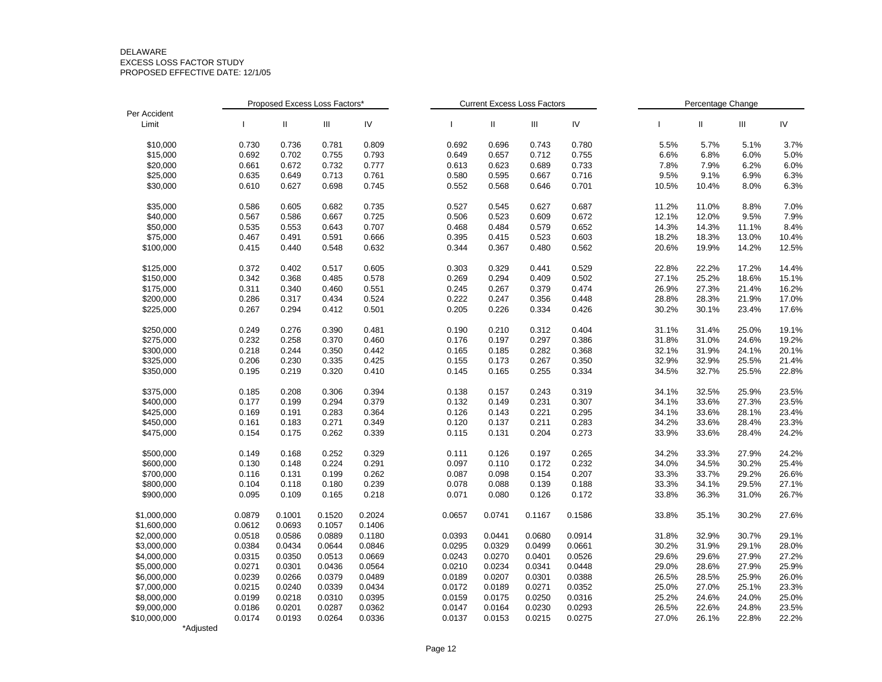DELAWARE
EXCESS LOSS FACTOR STUDY
PROPOSED EFFECTIVE DATE: 12/1/05

| Per Accident Limit | Proposed Excess Loss Factors* | | | | Current Excess Loss Factors | | | | Percentage Change | | | |
|---|---|---|---|---|---|---|---|---|---|---|---|---|
| | I | II | III | IV | I | II | III | IV | I | II | III | IV |
| $10,000 | 0.730 | 0.736 | 0.781 | 0.809 | 0.692 | 0.696 | 0.743 | 0.780 | 5.5% | 5.7% | 5.1% | 3.7% |
| $15,000 | 0.692 | 0.702 | 0.755 | 0.793 | 0.649 | 0.657 | 0.712 | 0.755 | 6.6% | 6.8% | 6.0% | 5.0% |
| $20,000 | 0.661 | 0.672 | 0.732 | 0.777 | 0.613 | 0.623 | 0.689 | 0.733 | 7.8% | 7.9% | 6.2% | 6.0% |
| $25,000 | 0.635 | 0.649 | 0.713 | 0.761 | 0.580 | 0.595 | 0.667 | 0.716 | 9.5% | 9.1% | 6.9% | 6.3% |
| $30,000 | 0.610 | 0.627 | 0.698 | 0.745 | 0.552 | 0.568 | 0.646 | 0.701 | 10.5% | 10.4% | 8.0% | 6.3% |
| $35,000 | 0.586 | 0.605 | 0.682 | 0.735 | 0.527 | 0.545 | 0.627 | 0.687 | 11.2% | 11.0% | 8.8% | 7.0% |
| $40,000 | 0.567 | 0.586 | 0.667 | 0.725 | 0.506 | 0.523 | 0.609 | 0.672 | 12.1% | 12.0% | 9.5% | 7.9% |
| $50,000 | 0.535 | 0.553 | 0.643 | 0.707 | 0.468 | 0.484 | 0.579 | 0.652 | 14.3% | 14.3% | 11.1% | 8.4% |
| $75,000 | 0.467 | 0.491 | 0.591 | 0.666 | 0.395 | 0.415 | 0.523 | 0.603 | 18.2% | 18.3% | 13.0% | 10.4% |
| $100,000 | 0.415 | 0.440 | 0.548 | 0.632 | 0.344 | 0.367 | 0.480 | 0.562 | 20.6% | 19.9% | 14.2% | 12.5% |
| $125,000 | 0.372 | 0.402 | 0.517 | 0.605 | 0.303 | 0.329 | 0.441 | 0.529 | 22.8% | 22.2% | 17.2% | 14.4% |
| $150,000 | 0.342 | 0.368 | 0.485 | 0.578 | 0.269 | 0.294 | 0.409 | 0.502 | 27.1% | 25.2% | 18.6% | 15.1% |
| $175,000 | 0.311 | 0.340 | 0.460 | 0.551 | 0.245 | 0.267 | 0.379 | 0.474 | 26.9% | 27.3% | 21.4% | 16.2% |
| $200,000 | 0.286 | 0.317 | 0.434 | 0.524 | 0.222 | 0.247 | 0.356 | 0.448 | 28.8% | 28.3% | 21.9% | 17.0% |
| $225,000 | 0.267 | 0.294 | 0.412 | 0.501 | 0.205 | 0.226 | 0.334 | 0.426 | 30.2% | 30.1% | 23.4% | 17.6% |
| $250,000 | 0.249 | 0.276 | 0.390 | 0.481 | 0.190 | 0.210 | 0.312 | 0.404 | 31.1% | 31.4% | 25.0% | 19.1% |
| $275,000 | 0.232 | 0.258 | 0.370 | 0.460 | 0.176 | 0.197 | 0.297 | 0.386 | 31.8% | 31.0% | 24.6% | 19.2% |
| $300,000 | 0.218 | 0.244 | 0.350 | 0.442 | 0.165 | 0.185 | 0.282 | 0.368 | 32.1% | 31.9% | 24.1% | 20.1% |
| $325,000 | 0.206 | 0.230 | 0.335 | 0.425 | 0.155 | 0.173 | 0.267 | 0.350 | 32.9% | 32.9% | 25.5% | 21.4% |
| $350,000 | 0.195 | 0.219 | 0.320 | 0.410 | 0.145 | 0.165 | 0.255 | 0.334 | 34.5% | 32.7% | 25.5% | 22.8% |
| $375,000 | 0.185 | 0.208 | 0.306 | 0.394 | 0.138 | 0.157 | 0.243 | 0.319 | 34.1% | 32.5% | 25.9% | 23.5% |
| $400,000 | 0.177 | 0.199 | 0.294 | 0.379 | 0.132 | 0.149 | 0.231 | 0.307 | 34.1% | 33.6% | 27.3% | 23.5% |
| $425,000 | 0.169 | 0.191 | 0.283 | 0.364 | 0.126 | 0.143 | 0.221 | 0.295 | 34.1% | 33.6% | 28.1% | 23.4% |
| $450,000 | 0.161 | 0.183 | 0.271 | 0.349 | 0.120 | 0.137 | 0.211 | 0.283 | 34.2% | 33.6% | 28.4% | 23.3% |
| $475,000 | 0.154 | 0.175 | 0.262 | 0.339 | 0.115 | 0.131 | 0.204 | 0.273 | 33.9% | 33.6% | 28.4% | 24.2% |
| $500,000 | 0.149 | 0.168 | 0.252 | 0.329 | 0.111 | 0.126 | 0.197 | 0.265 | 34.2% | 33.3% | 27.9% | 24.2% |
| $600,000 | 0.130 | 0.148 | 0.224 | 0.291 | 0.097 | 0.110 | 0.172 | 0.232 | 34.0% | 34.5% | 30.2% | 25.4% |
| $700,000 | 0.116 | 0.131 | 0.199 | 0.262 | 0.087 | 0.098 | 0.154 | 0.207 | 33.3% | 33.7% | 29.2% | 26.6% |
| $800,000 | 0.104 | 0.118 | 0.180 | 0.239 | 0.078 | 0.088 | 0.139 | 0.188 | 33.3% | 34.1% | 29.5% | 27.1% |
| $900,000 | 0.095 | 0.109 | 0.165 | 0.218 | 0.071 | 0.080 | 0.126 | 0.172 | 33.8% | 36.3% | 31.0% | 26.7% |
| $1,000,000 | 0.0879 | 0.1001 | 0.1520 | 0.2024 | 0.0657 | 0.0741 | 0.1167 | 0.1586 | 33.8% | 35.1% | 30.2% | 27.6% |
| $1,600,000 | 0.0612 | 0.0693 | 0.1057 | 0.1406 | | | | | | | | |
| $2,000,000 | 0.0518 | 0.0586 | 0.0889 | 0.1180 | 0.0393 | 0.0441 | 0.0680 | 0.0914 | 31.8% | 32.9% | 30.7% | 29.1% |
| $3,000,000 | 0.0384 | 0.0434 | 0.0644 | 0.0846 | 0.0295 | 0.0329 | 0.0499 | 0.0661 | 30.2% | 31.9% | 29.1% | 28.0% |
| $4,000,000 | 0.0315 | 0.0350 | 0.0513 | 0.0669 | 0.0243 | 0.0270 | 0.0401 | 0.0526 | 29.6% | 29.6% | 27.9% | 27.2% |
| $5,000,000 | 0.0271 | 0.0301 | 0.0436 | 0.0564 | 0.0210 | 0.0234 | 0.0341 | 0.0448 | 29.0% | 28.6% | 27.9% | 25.9% |
| $6,000,000 | 0.0239 | 0.0266 | 0.0379 | 0.0489 | 0.0189 | 0.0207 | 0.0301 | 0.0388 | 26.5% | 28.5% | 25.9% | 26.0% |
| $7,000,000 | 0.0215 | 0.0240 | 0.0339 | 0.0434 | 0.0172 | 0.0189 | 0.0271 | 0.0352 | 25.0% | 27.0% | 25.1% | 23.3% |
| $8,000,000 | 0.0199 | 0.0218 | 0.0310 | 0.0395 | 0.0159 | 0.0175 | 0.0250 | 0.0316 | 25.2% | 24.6% | 24.0% | 25.0% |
| $9,000,000 | 0.0186 | 0.0201 | 0.0287 | 0.0362 | 0.0147 | 0.0164 | 0.0230 | 0.0293 | 26.5% | 22.6% | 24.8% | 23.5% |
| $10,000,000 | 0.0174 | 0.0193 | 0.0264 | 0.0336 | 0.0137 | 0.0153 | 0.0215 | 0.0275 | 27.0% | 26.1% | 22.8% | 22.2% |

*Adjusted